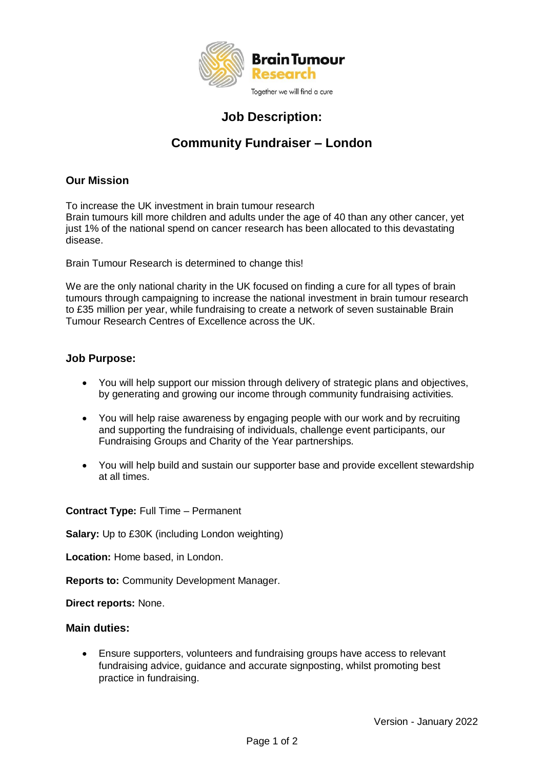Brain Tumour Research

Together we will find a cure

# Job Description:

# Community Fundraiser – London

## Our Mission

To increase the UK investment in brain tumour research
Brain tumours kill more children and adults under the age of 40 than any other cancer, yet just 1% of the national spend on cancer research has been allocated to this devastating disease.

Brain Tumour Research is determined to change this!

We are the only national charity in the UK focused on finding a cure for all types of brain tumours through campaigning to increase the national investment in brain tumour research to £35 million per year, while fundraising to create a network of seven sustainable Brain Tumour Research Centres of Excellence across the UK.

## Job Purpose:

- You will help support our mission through delivery of strategic plans and objectives, by generating and growing our income through community fundraising activities.
- You will help raise awareness by engaging people with our work and by recruiting and supporting the fundraising of individuals, challenge event participants, our Fundraising Groups and Charity of the Year partnerships.
- You will help build and sustain our supporter base and provide excellent stewardship at all times.

**Contract Type:** Full Time – Permanent

**Salary:** Up to £30K (including London weighting)

**Location:** Home based, in London.

**Reports to:** Community Development Manager.

**Direct reports:** None.

## Main duties:

- Ensure supporters, volunteers and fundraising groups have access to relevant fundraising advice, guidance and accurate signposting, whilst promoting best practice in fundraising.

Version - January 2022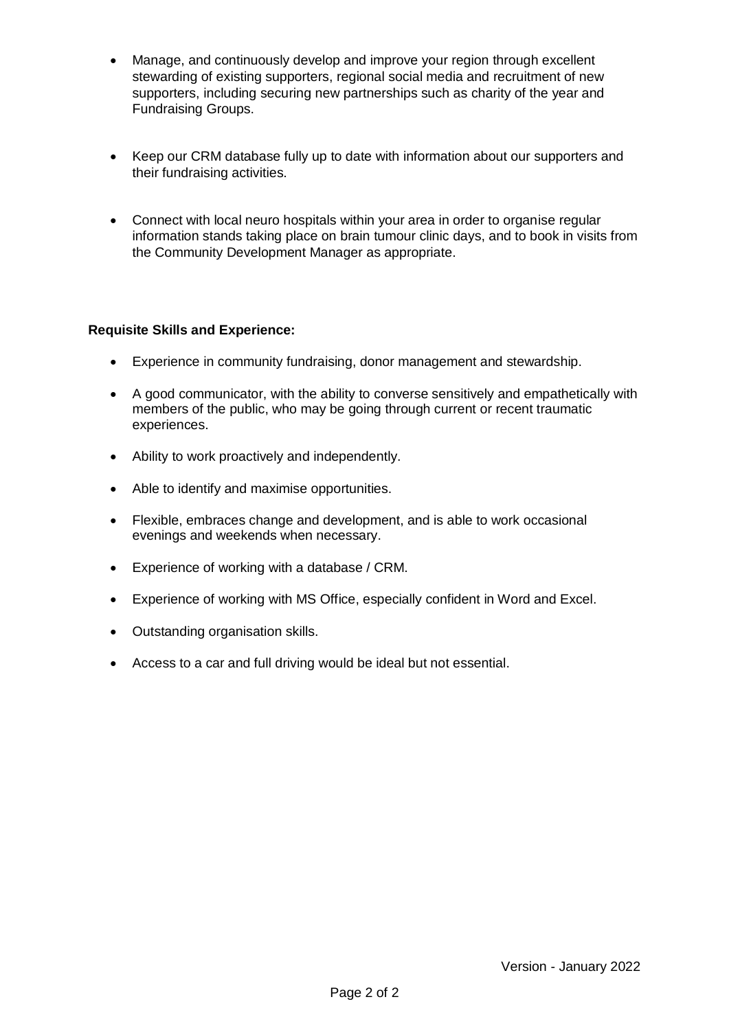- Manage, and continuously develop and improve your region through excellent stewarding of existing supporters, regional social media and recruitment of new supporters, including securing new partnerships such as charity of the year and Fundraising Groups.

- Keep our CRM database fully up to date with information about our supporters and their fundraising activities.

- Connect with local neuro hospitals within your area in order to organise regular information stands taking place on brain tumour clinic days, and to book in visits from the Community Development Manager as appropriate.

**Requisite Skills and Experience:**

- Experience in community fundraising, donor management and stewardship.
- A good communicator, with the ability to converse sensitively and empathetically with members of the public, who may be going through current or recent traumatic experiences.
- Ability to work proactively and independently.
- Able to identify and maximise opportunities.
- Flexible, embraces change and development, and is able to work occasional evenings and weekends when necessary.
- Experience of working with a database / CRM.
- Experience of working with MS Office, especially confident in Word and Excel.
- Outstanding organisation skills.
- Access to a car and full driving would be ideal but not essential.

Version - January 2022